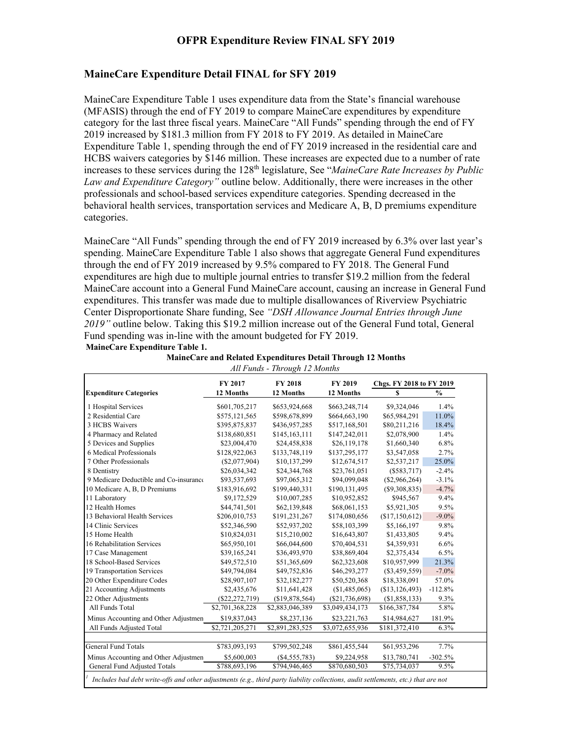## OFPR Expenditure Review FINAL SFY 2019

### MaineCare Expenditure Detail FINAL for SFY 2019

MaineCare Expenditure Table 1 uses expenditure data from the State's financial warehouse (MFASIS) through the end of FY 2019 to compare MaineCare expenditures by expenditure category for the last three fiscal years. MaineCare "All Funds" spending through the end of FY 2019 increased by \$181.3 million from FY 2018 to FY 2019. As detailed in MaineCare Expenditure Table 1, spending through the end of FY 2019 increased in the residential care and HCBS waivers categories by \$146 million. These increases are expected due to a number of rate increases to these services during the 128th legislature, See "*MaineCare Rate Increases by Public Law and Expenditure Category"* outline below. Additionally, there were increases in the other professionals and school-based services expenditure categories. Spending decreased in the behavioral health services, transportation services and Medicare A, B, D premiums expenditure categories.

MaineCare "All Funds" spending through the end of FY 2019 increased by 6.3% over last year's spending. MaineCare Expenditure Table 1 also shows that aggregate General Fund expenditures through the end of FY 2019 increased by 9.5% compared to FY 2018. The General Fund expenditures are high due to multiple journal entries to transfer \$19.2 million from the federal MaineCare account into a General Fund MaineCare account, causing an increase in General Fund expenditures. This transfer was made due to multiple disallowances of Riverview Psychiatric Center Disproportionate Share funding, See *"DSH Allowance Journal Entries through June 2019"* outline below. Taking this \$19.2 million increase out of the General Fund total, General Fund spending was in-line with the amount budgeted for FY 2019.

**MaineCare Expenditure Table 1.**

**MaineCare and Related Expenditures Detail Through 12 Months**

*All Funds - Through 12 Months*

| Expenditure Categories | FY 2017 12 Months | FY 2018 12 Months | FY 2019 12 Months | Chgs. FY 2018 to FY 2019 $ | % |
|---|---|---|---|---|---|
| 1 Hospital Services | $601,705,217 | $653,924,668 | $663,248,714 | $9,324,046 | 1.4% |
| 2 Residential Care | $575,121,565 | $598,678,899 | $664,663,190 | $65,984,291 | 11.0% |
| 3 HCBS Waivers | $395,875,837 | $436,957,285 | $517,168,501 | $80,211,216 | 18.4% |
| 4 Pharmacy and Related | $138,680,851 | $145,163,111 | $147,242,011 | $2,078,900 | 1.4% |
| 5 Devices and Supplies | $23,004,470 | $24,458,838 | $26,119,178 | $1,660,340 | 6.8% |
| 6 Medical Professionals | $128,922,063 | $133,748,119 | $137,295,177 | $3,547,058 | 2.7% |
| 7 Other Professionals | ($2,077,904) | $10,137,299 | $12,674,517 | $2,537,217 | 25.0% |
| 8 Dentistry | $26,034,342 | $24,344,768 | $23,761,051 | ($583,717) | -2.4% |
| 9 Medicare Deductible and Co-insurance | $93,537,693 | $97,065,312 | $94,099,048 | ($2,966,264) | -3.1% |
| 10 Medicare A, B, D Premiums | $183,916,692 | $199,440,331 | $190,131,495 | ($9,308,835) | -4.7% |
| 11 Laboratory | $9,172,529 | $10,007,285 | $10,952,852 | $945,567 | 9.4% |
| 12 Health Homes | $44,741,501 | $62,139,848 | $68,061,153 | $5,921,305 | 9.5% |
| 13 Behavioral Health Services | $206,010,753 | $191,231,267 | $174,080,656 | ($17,150,612) | -9.0% |
| 14 Clinic Services | $52,346,590 | $52,937,202 | $58,103,399 | $5,166,197 | 9.8% |
| 15 Home Health | $10,824,031 | $15,210,002 | $16,643,807 | $1,433,805 | 9.4% |
| 16 Rehabilitation Services | $65,950,101 | $66,044,600 | $70,404,531 | $4,359,931 | 6.6% |
| 17 Case Management | $39,165,241 | $36,493,970 | $38,869,404 | $2,375,434 | 6.5% |
| 18 School-Based Services | $49,572,510 | $51,365,609 | $62,323,608 | $10,957,999 | 21.3% |
| 19 Transportation Services | $49,794,084 | $49,752,836 | $46,293,277 | ($3,459,559) | -7.0% |
| 20 Other Expenditure Codes | $28,907,107 | $32,182,277 | $50,520,368 | $18,338,091 | 57.0% |
| 21 Accounting Adjustments | $2,435,676 | $11,641,428 | ($1,485,065) | ($13,126,493) | -112.8% |
| 22 Other Adjustments | ($22,272,719) | ($19,878,564) | ($21,736,698) | ($1,858,133) | 9.3% |
| All Funds Total | $2,701,368,228 | $2,883,046,389 | $3,049,434,173 | $166,387,784 | 5.8% |
| Minus Accounting and Other Adjustments | $19,837,043 | $8,237,136 | $23,221,763 | $14,984,627 | 181.9% |
| All Funds Adjusted Total | $2,721,205,271 | $2,891,283,525 | $3,072,655,936 | $181,372,410 | 6.3% |
| | | | | | |
| General Fund Totals | $783,093,193 | $799,502,248 | $861,455,544 | $61,953,296 | 7.7% |
| Minus Accounting and Other Adjustments | $5,600,003 | ($4,555,783) | $9,224,958 | $13,780,741 | -302.5% |
| General Fund Adjusted Totals | $788,693,196 | $794,946,465 | $870,680,503 | $75,734,037 | 9.5% |

[1] *Includes bad debt write-offs and other adjustments (e.g., third party liability collections, audit settlements, etc.) that are not*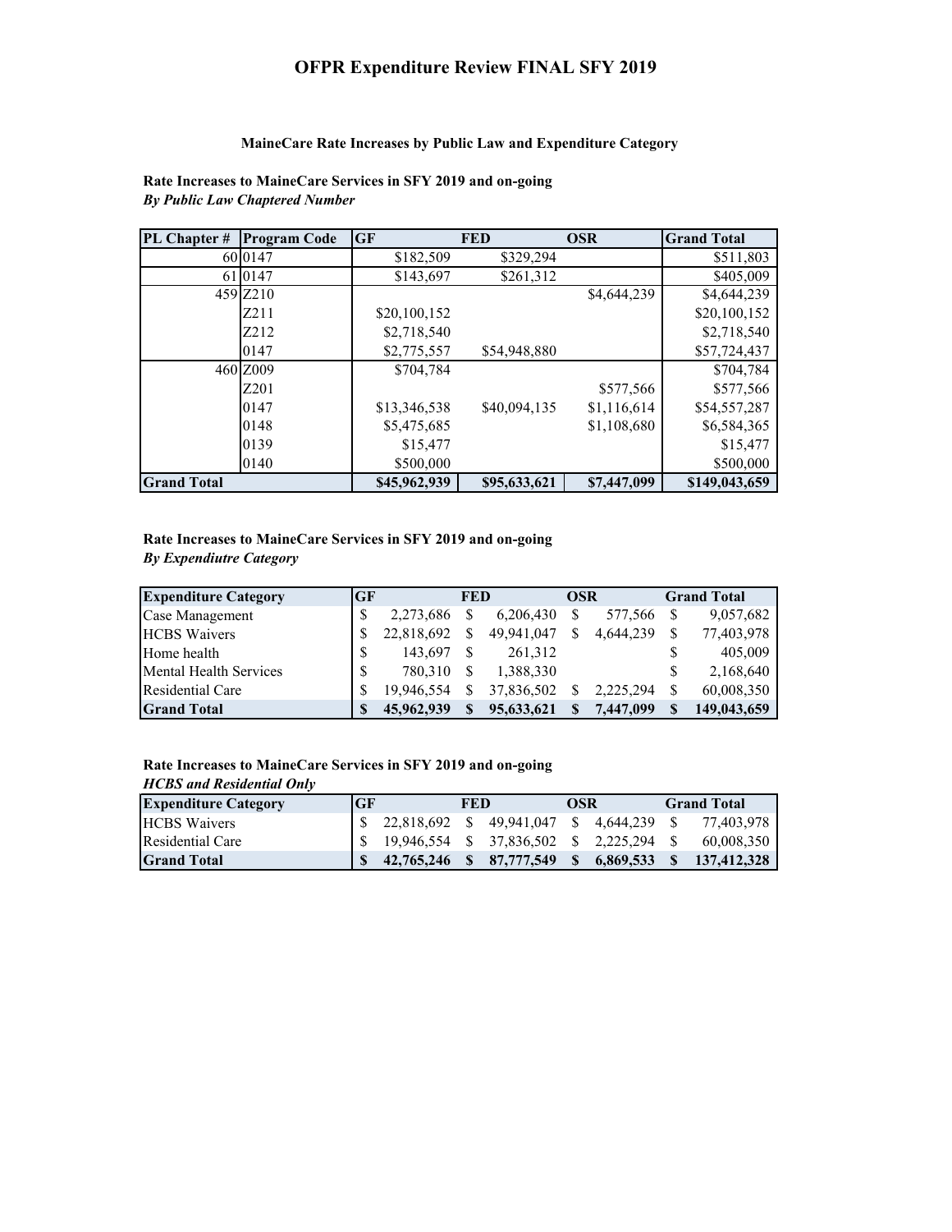# OFPR Expenditure Review FINAL SFY 2019

### MaineCare Rate Increases by Public Law and Expenditure Category

**Rate Increases to MaineCare Services in SFY 2019 and on-going**
***By Public Law Chaptered Number***

| PL Chapter # | Program Code | GF | FED | OSR | Grand Total |
|---|---|---|---|---|---|
| 60 | 0147 | $182,509 | $329,294 | | $511,803 |
| 61 | 0147 | $143,697 | $261,312 | | $405,009 |
| 459 | Z210 | | | $4,644,239 | $4,644,239 |
| | Z211 | $20,100,152 | | | $20,100,152 |
| | Z212 | $2,718,540 | | | $2,718,540 |
| | 0147 | $2,775,557 | $54,948,880 | | $57,724,437 |
| 460 | Z009 | $704,784 | | | $704,784 |
| | Z201 | | | $577,566 | $577,566 |
| | 0147 | $13,346,538 | $40,094,135 | $1,116,614 | $54,557,287 |
| | 0148 | $5,475,685 | | $1,108,680 | $6,584,365 |
| | 0139 | $15,477 | | | $15,477 |
| | 0140 | $500,000 | | | $500,000 |
| **Grand Total** | | **$45,962,939** | **$95,633,621** | **$7,447,099** | **$149,043,659** |

**Rate Increases to MaineCare Services in SFY 2019 and on-going**
***By Expendiutre Category***

| Expenditure Category | GF | FED | OSR | Grand Total |
|---|---|---|---|---|
| Case Management | $ 2,273,686 | $ 6,206,430 | $ 577,566 | $ 9,057,682 |
| HCBS Waivers | $ 22,818,692 | $ 49,941,047 | $ 4,644,239 | $ 77,403,978 |
| Home health | $ 143,697 | $ 261,312 | | $ 405,009 |
| Mental Health Services | $ 780,310 | $ 1,388,330 | | $ 2,168,640 |
| Residential Care | $ 19,946,554 | $ 37,836,502 | $ 2,225,294 | $ 60,008,350 |
| **Grand Total** | **$ 45,962,939** | **$ 95,633,621** | **$ 7,447,099** | **$ 149,043,659** |

**Rate Increases to MaineCare Services in SFY 2019 and on-going**
***HCBS and Residential Only***

| Expenditure Category | GF | FED | OSR | Grand Total |
|---|---|---|---|---|
| HCBS Waivers | $ 22,818,692 | $ 49,941,047 | $ 4,644,239 | $ 77,403,978 |
| Residential Care | $ 19,946,554 | $ 37,836,502 | $ 2,225,294 | $ 60,008,350 |
| **Grand Total** | **$ 42,765,246** | **$ 87,777,549** | **$ 6,869,533** | **$ 137,412,328** |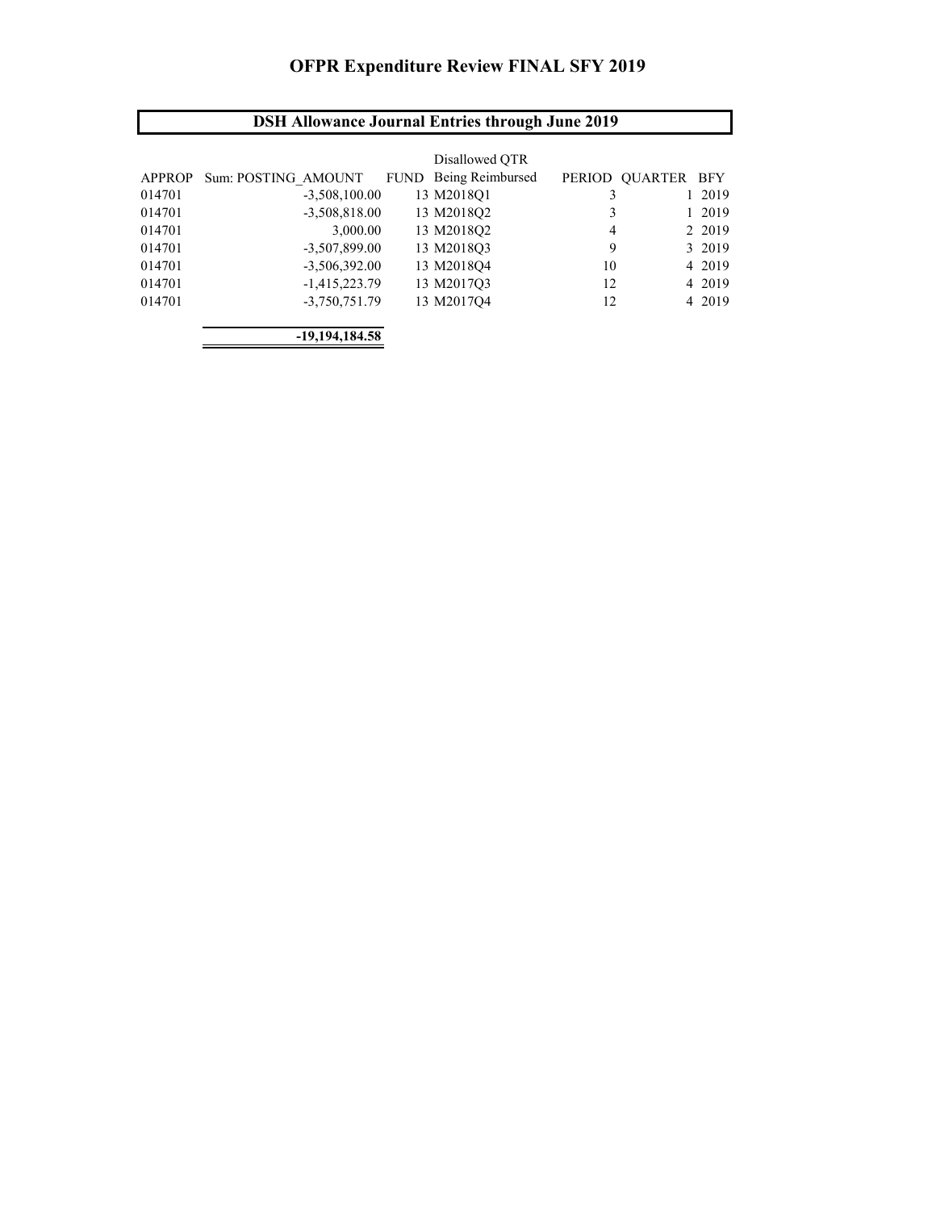# OFPR Expenditure Review FINAL SFY 2019

## DSH Allowance Journal Entries through June 2019

| APPROP | Sum: POSTING_AMOUNT | FUND | Disallowed QTR Being Reimbursed | PERIOD | QUARTER | BFY |
|---|---|---|---|---|---|---|
| 014701 | -3,508,100.00 | 13 | M2018Q1 | 3 | 1 | 2019 |
| 014701 | -3,508,818.00 | 13 | M2018Q2 | 3 | 1 | 2019 |
| 014701 | 3,000.00 | 13 | M2018Q2 | 4 | 2 | 2019 |
| 014701 | -3,507,899.00 | 13 | M2018Q3 | 9 | 3 | 2019 |
| 014701 | -3,506,392.00 | 13 | M2018Q4 | 10 | 4 | 2019 |
| 014701 | -1,415,223.79 | 13 | M2017Q3 | 12 | 4 | 2019 |
| 014701 | -3,750,751.79 | 13 | M2017Q4 | 12 | 4 | 2019 |
| | **-19,194,184.58** | | | | | |